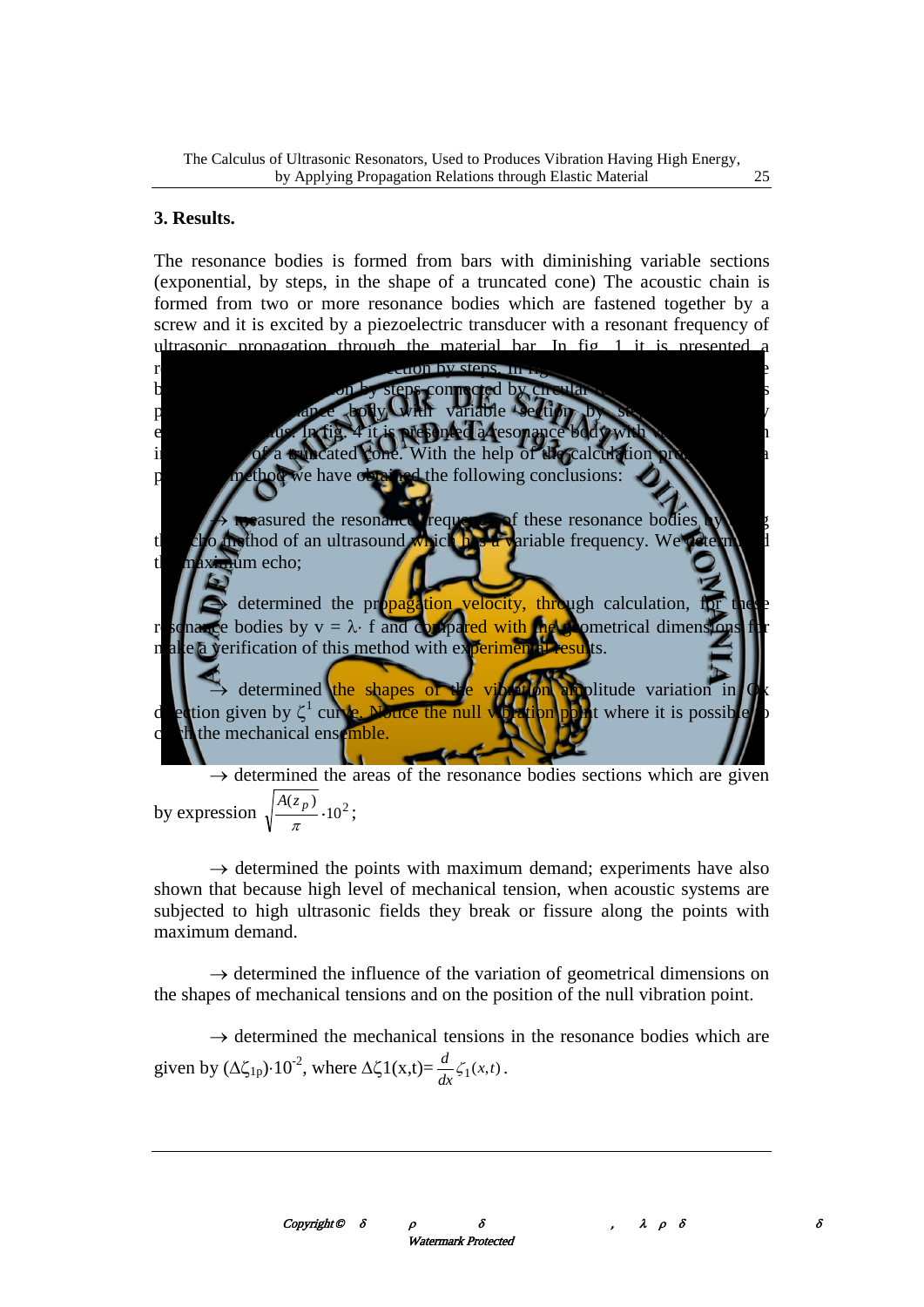## 3. Results.

The resonance bodies is formed from bars with diminishing variable sections (exponential, by steps, in the shape of a truncated cone) The acoustic chain is formed from two or more resonance bodies which are fastened together by a screw and it is excited by a piezoelectric transducer with a resonant frequency of ultrasonic propagation through the material bar. In fig. 1 it is presented a r... ...ection by steps, in fig... ...e b... ...on by steps connected by circular ... ...s p... ...ance body with variable section by st... ...y e... ...us. In fig. 4 it is presented a resonance body with v... ...h i... ...of a truncated cone. With the help of the calculation pro... ...a p... ...method we have obtained the following conclusions:

→ measured the resonance frequency of these resonance bodies by ...g the echo method of an ultrasound which has a variable frequency. We determin... ...d the maximum echo;

→ determined the propagation velocity, through calculation, for these resonance bodies by v = λ· f and compared with the geometrical dimensions for make a verification of this method with experimental results.

→ determined the shapes of the vibration amplitude variation in Ox direction given by $\zeta^1$ curve. Notice the null vibration point where it is possible to c...h the mechanical ensemble.

→ determined the areas of the resonance bodies sections which are given by expression $\sqrt{\frac{A(z_p)}{\pi}} \cdot 10^2$;

→ determined the points with maximum demand; experiments have also shown that because high level of mechanical tension, when acoustic systems are subjected to high ultrasonic fields they break or fissure along the points with maximum demand.

→ determined the influence of the variation of geometrical dimensions on the shapes of mechanical tensions and on the position of the null vibration point.

→ determined the mechanical tensions in the resonance bodies which are given by $(\Delta\zeta_{1p})\cdot 10^{-2}$, where $\Delta\zeta 1(x,t) = \frac{d}{dx}\zeta_1(x,t)$.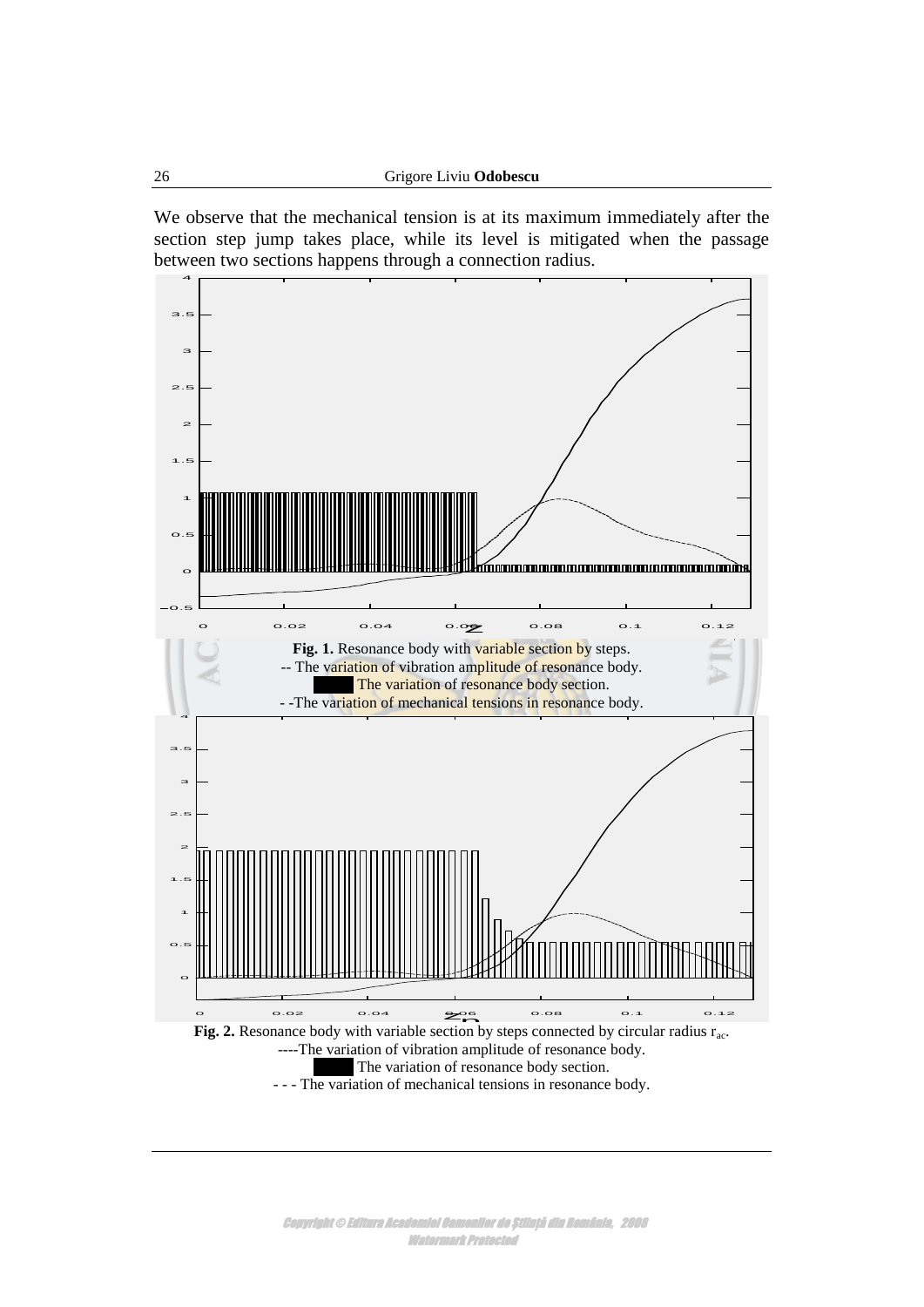We observe that the mechanical tension is at its maximum immediately after the section step jump takes place, while its level is mitigated when the passage between two sections happens through a connection radius.

**Fig. 1.** Resonance body with variable section by steps.
-- The variation of vibration amplitude of resonance body.
The variation of resonance body section.
- -The variation of mechanical tensions in resonance body.

**Fig. 2.** Resonance body with variable section by steps connected by circular radius $r_{ac}$.
----The variation of vibration amplitude of resonance body.
The variation of resonance body section.
- - - The variation of mechanical tensions in resonance body.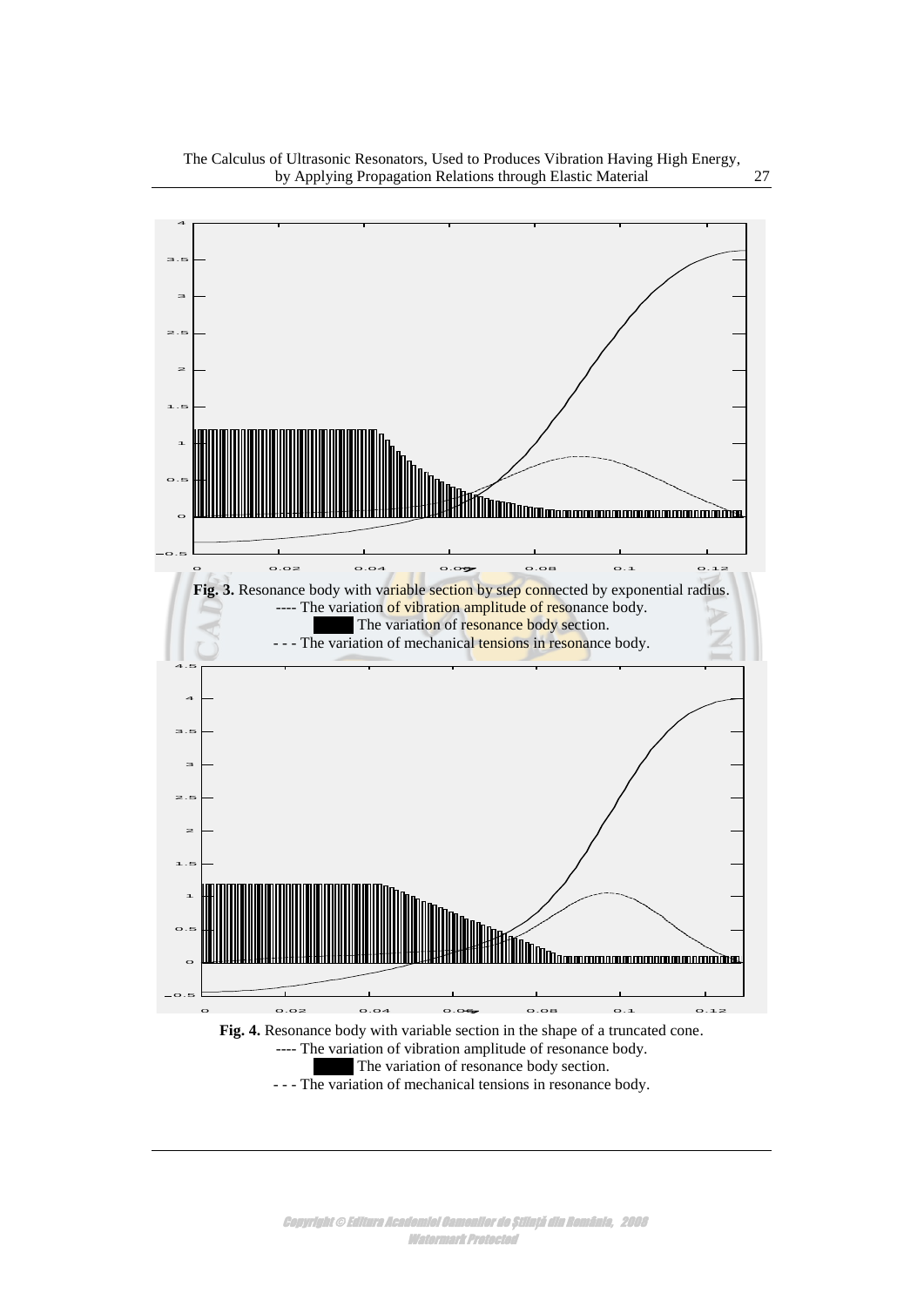**Fig. 3.** Resonance body with variable section by step connected by exponential radius.
---- The variation of vibration amplitude of resonance body.
████ The variation of resonance body section.
- - - The variation of mechanical tensions in resonance body.

**Fig. 4.** Resonance body with variable section in the shape of a truncated cone.
---- The variation of vibration amplitude of resonance body.
████ The variation of resonance body section.
- - - The variation of mechanical tensions in resonance body.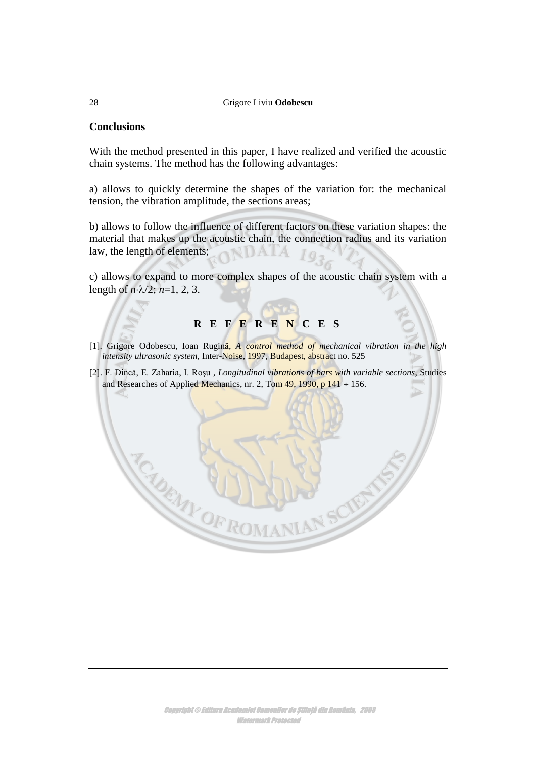## Conclusions

With the method presented in this paper, I have realized and verified the acoustic chain systems. The method has the following advantages:

a) allows to quickly determine the shapes of the variation for: the mechanical tension, the vibration amplitude, the sections areas;

b) allows to follow the influence of different factors on these variation shapes: the material that makes up the acoustic chain, the connection radius and its variation law, the length of elements;

c) allows to expand to more complex shapes of the acoustic chain system with a length of $n \cdot \lambda/2$; $n$=1, 2, 3.

## REFERENCES

[1]. Grigore Odobescu, Ioan Rugină, *A control method of mechanical vibration in the high intensity ultrasonic system*, Inter-Noise, 1997, Budapest, abstract no. 525

[2]. F. Dincă, E. Zaharia, I. Roşu , *Longitudinal vibrations of bars with variable sections*, Studies and Researches of Applied Mechanics, nr. 2, Tom 49, 1990, p 141 ÷ 156.